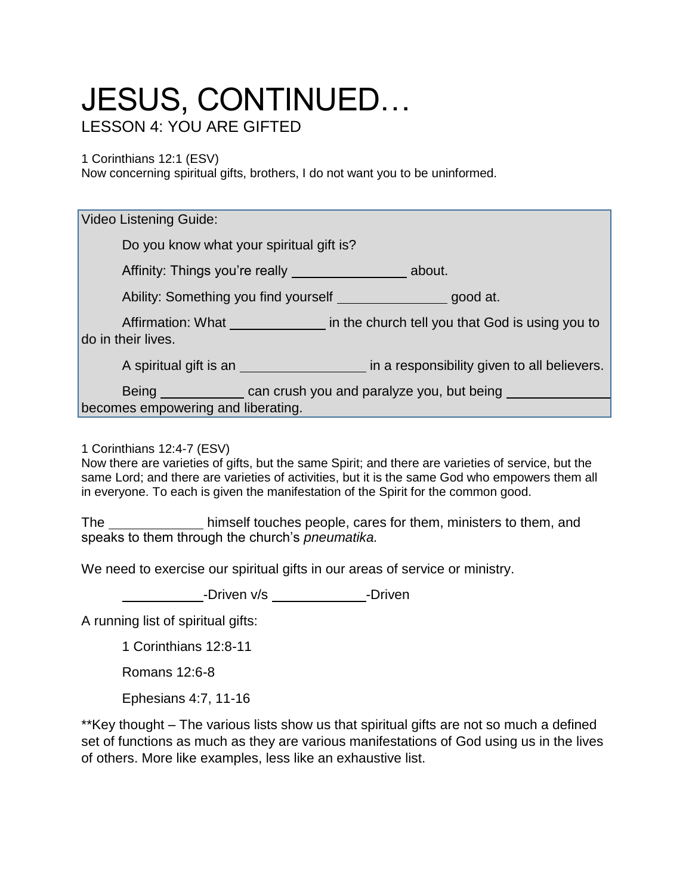# JESUS, CONTINUED…

## LESSON 4: YOU ARE GIFTED

1 Corinthians 12:1 (ESV)
Now concerning spiritual gifts, brothers, I do not want you to be uninformed.

Video Listening Guide:

Do you know what your spiritual gift is?

Affinity: Things you're really ______________ about.

Ability: Something you find yourself ______________ good at.

Affirmation: What ____________ in the church tell you that God is using you to do in their lives.

A spiritual gift is an ________________ in a responsibility given to all believers.

Being __________ can crush you and paralyze you, but being ______________ becomes empowering and liberating.

1 Corinthians 12:4-7 (ESV)
Now there are varieties of gifts, but the same Spirit; and there are varieties of service, but the same Lord; and there are varieties of activities, but it is the same God who empowers them all in everyone. To each is given the manifestation of the Spirit for the common good.

The ____________ himself touches people, cares for them, ministers to them, and speaks to them through the church's *pneumatika.*

We need to exercise our spiritual gifts in our areas of service or ministry.

__________-Driven v/s ____________-Driven

A running list of spiritual gifts:

1 Corinthians 12:8-11

Romans 12:6-8

Ephesians 4:7, 11-16

**Key thought – The various lists show us that spiritual gifts are not so much a defined set of functions as much as they are various manifestations of God using us in the lives of others. More like examples, less like an exhaustive list.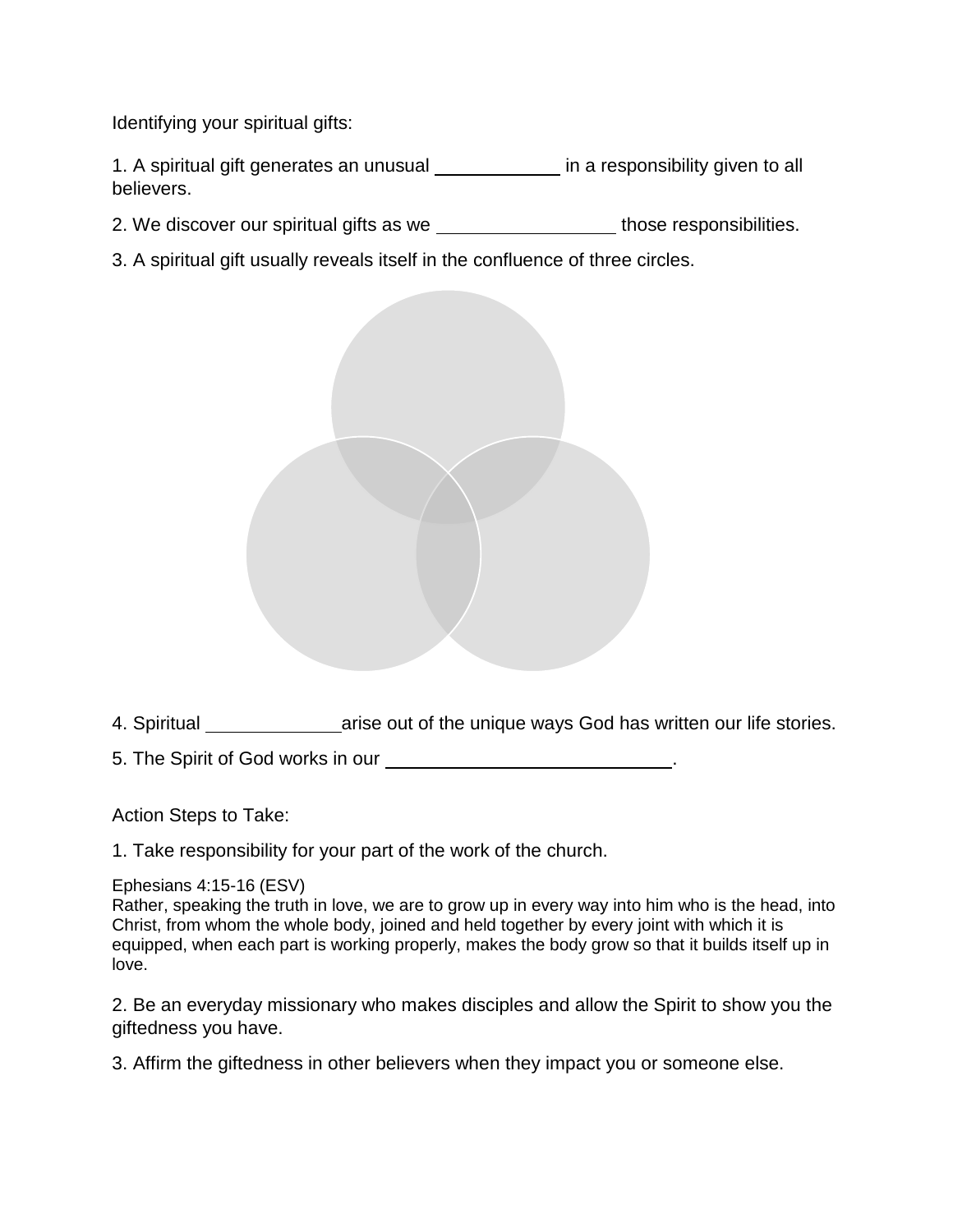Identifying your spiritual gifts:

1. A spiritual gift generates an unusual ____________ in a responsibility given to all believers.

2. We discover our spiritual gifts as we _________________ those responsibilities.

3. A spiritual gift usually reveals itself in the confluence of three circles.

4. Spiritual _____________arise out of the unique ways God has written our life stories.

5. The Spirit of God works in our ____________________________.

Action Steps to Take:

1. Take responsibility for your part of the work of the church.

Ephesians 4:15-16 (ESV)
Rather, speaking the truth in love, we are to grow up in every way into him who is the head, into Christ, from whom the whole body, joined and held together by every joint with which it is equipped, when each part is working properly, makes the body grow so that it builds itself up in love.

2. Be an everyday missionary who makes disciples and allow the Spirit to show you the giftedness you have.

3. Affirm the giftedness in other believers when they impact you or someone else.